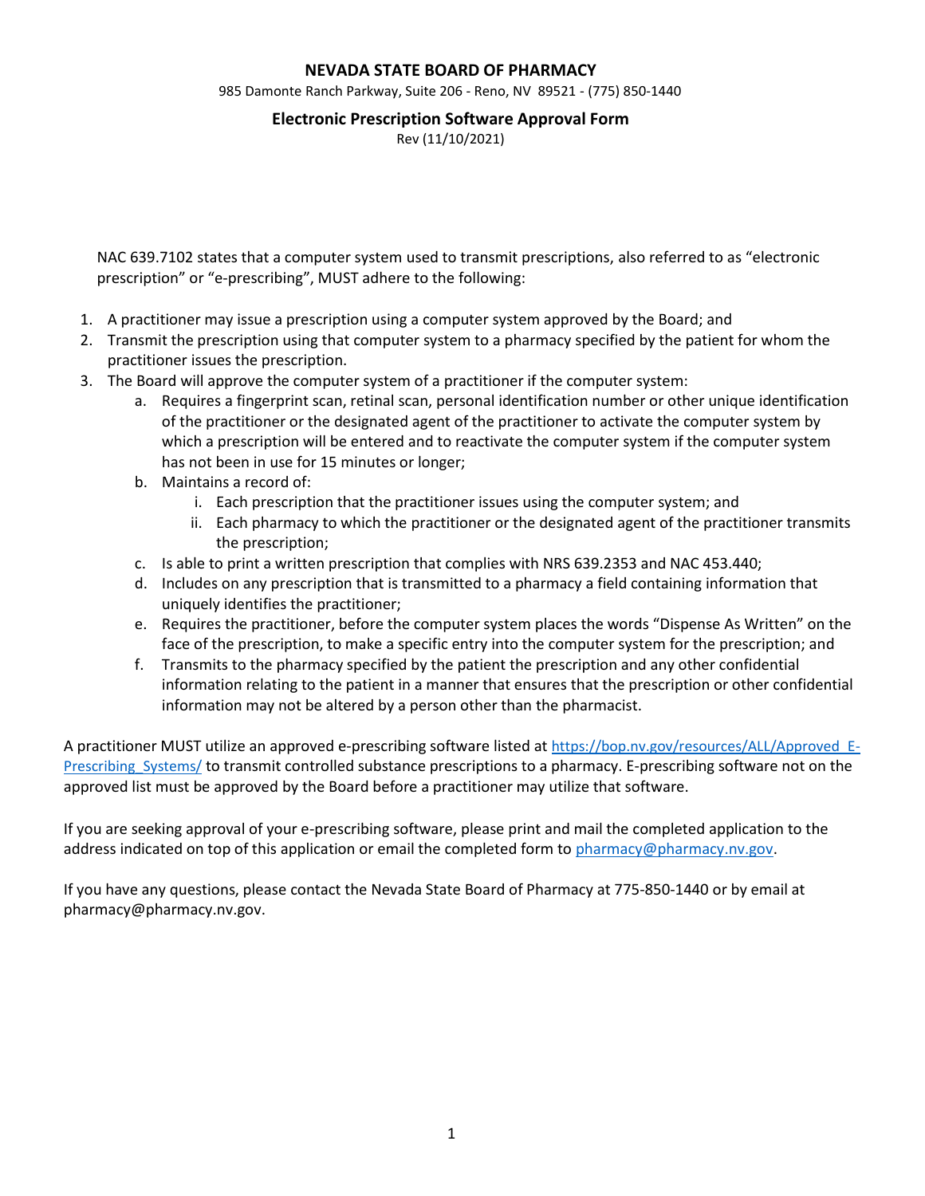# NEVADA STATE BOARD OF PHARMACY

985 Damonte Ranch Parkway, Suite 206 - Reno, NV 89521 - (775) 850-1440

## Electronic Prescription Software Approval Form

Rev (11/10/2021)

NAC 639.7102 states that a computer system used to transmit prescriptions, also referred to as "electronic prescription" or "e-prescribing", MUST adhere to the following:

1. A practitioner may issue a prescription using a computer system approved by the Board; and
2. Transmit the prescription using that computer system to a pharmacy specified by the patient for whom the practitioner issues the prescription.
3. The Board will approve the computer system of a practitioner if the computer system:
   a. Requires a fingerprint scan, retinal scan, personal identification number or other unique identification of the practitioner or the designated agent of the practitioner to activate the computer system by which a prescription will be entered and to reactivate the computer system if the computer system has not been in use for 15 minutes or longer;
   b. Maintains a record of:
      i. Each prescription that the practitioner issues using the computer system; and
      ii. Each pharmacy to which the practitioner or the designated agent of the practitioner transmits the prescription;
   c. Is able to print a written prescription that complies with NRS 639.2353 and NAC 453.440;
   d. Includes on any prescription that is transmitted to a pharmacy a field containing information that uniquely identifies the practitioner;
   e. Requires the practitioner, before the computer system places the words "Dispense As Written" on the face of the prescription, to make a specific entry into the computer system for the prescription; and
   f. Transmits to the pharmacy specified by the patient the prescription and any other confidential information relating to the patient in a manner that ensures that the prescription or other confidential information may not be altered by a person other than the pharmacist.

A practitioner MUST utilize an approved e-prescribing software listed at https://bop.nv.gov/resources/ALL/Approved_E-Prescribing_Systems/ to transmit controlled substance prescriptions to a pharmacy. E-prescribing software not on the approved list must be approved by the Board before a practitioner may utilize that software.

If you are seeking approval of your e-prescribing software, please print and mail the completed application to the address indicated on top of this application or email the completed form to pharmacy@pharmacy.nv.gov.

If you have any questions, please contact the Nevada State Board of Pharmacy at 775-850-1440 or by email at pharmacy@pharmacy.nv.gov.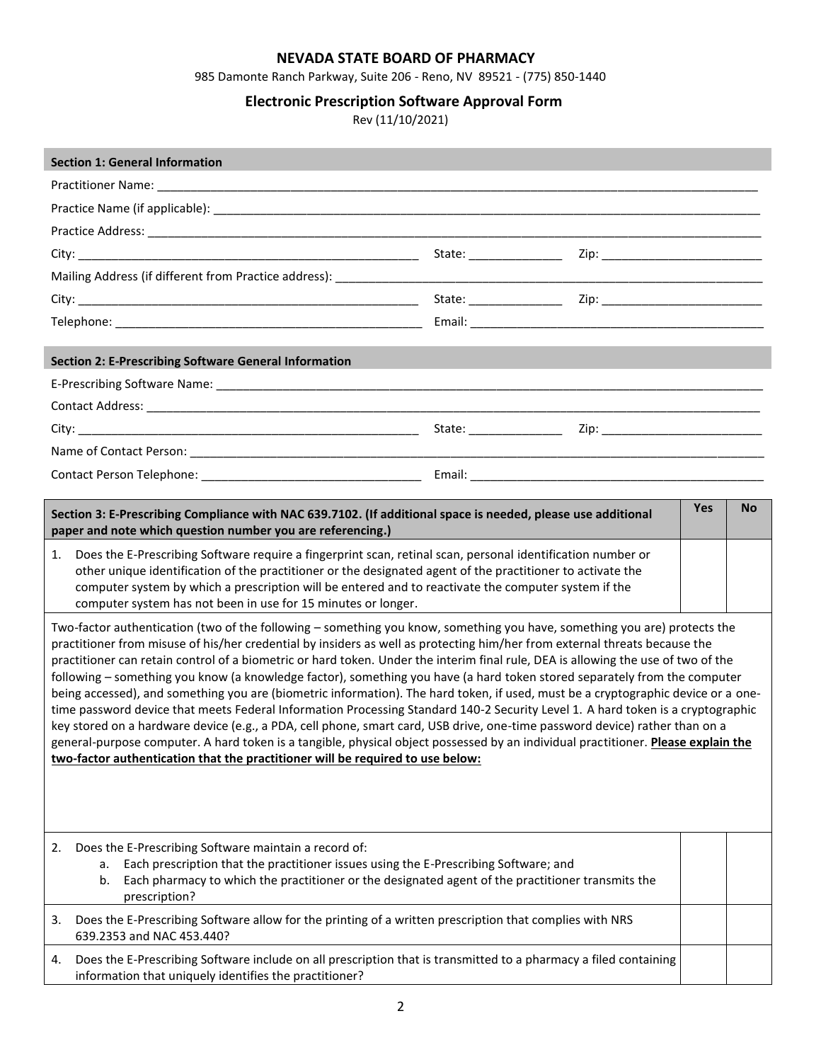# NEVADA STATE BOARD OF PHARMACY

985 Damonte Ranch Parkway, Suite 206 - Reno, NV 89521 - (775) 850-1440

## Electronic Prescription Software Approval Form

Rev (11/10/2021)

### Section 1: General Information

Practitioner Name: ______________________________________________

Practice Name (if applicable): ______________________________________________

Practice Address: ______________________________________________

City: ______________________ State: ____________ Zip: ______________________

Mailing Address (if different from Practice address): ______________________________________________

City: ______________________ State: ____________ Zip: ______________________

Telephone: ______________________ Email: ______________________

### Section 2: E-Prescribing Software General Information

E-Prescribing Software Name: ______________________________________________

Contact Address: ______________________________________________

City: ______________________ State: ____________ Zip: ______________________

Name of Contact Person: ______________________________________________

Contact Person Telephone: ______________________ Email: ______________________

| Section 3: E-Prescribing Compliance with NAC 639.7102. (If additional space is needed, please use additional paper and note which question number you are referencing.) | Yes | No |
|---|---|---|
| 1. Does the E-Prescribing Software require a fingerprint scan, retinal scan, personal identification number or other unique identification of the practitioner or the designated agent of the practitioner to activate the computer system by which a prescription will be entered and to reactivate the computer system if the computer system has not been in use for 15 minutes or longer. | | |
| Two-factor authentication (two of the following – something you know, something you have, something you are) protects the practitioner from misuse of his/her credential by insiders as well as protecting him/her from external threats because the practitioner can retain control of a biometric or hard token. Under the interim final rule, DEA is allowing the use of two of the following – something you know (a knowledge factor), something you have (a hard token stored separately from the computer being accessed), and something you are (biometric information). The hard token, if used, must be a cryptographic device or a one-time password device that meets Federal Information Processing Standard 140-2 Security Level 1. A hard token is a cryptographic key stored on a hardware device (e.g., a PDA, cell phone, smart card, USB drive, one-time password device) rather than on a general-purpose computer. A hard token is a tangible, physical object possessed by an individual practitioner. **Please explain the two-factor authentication that the practitioner will be required to use below:** | | |
| 2. Does the E-Prescribing Software maintain a record of: a. Each prescription that the practitioner issues using the E-Prescribing Software; and b. Each pharmacy to which the practitioner or the designated agent of the practitioner transmits the prescription? | | |
| 3. Does the E-Prescribing Software allow for the printing of a written prescription that complies with NRS 639.2353 and NAC 453.440? | | |
| 4. Does the E-Prescribing Software include on all prescription that is transmitted to a pharmacy a filed containing information that uniquely identifies the practitioner? | | |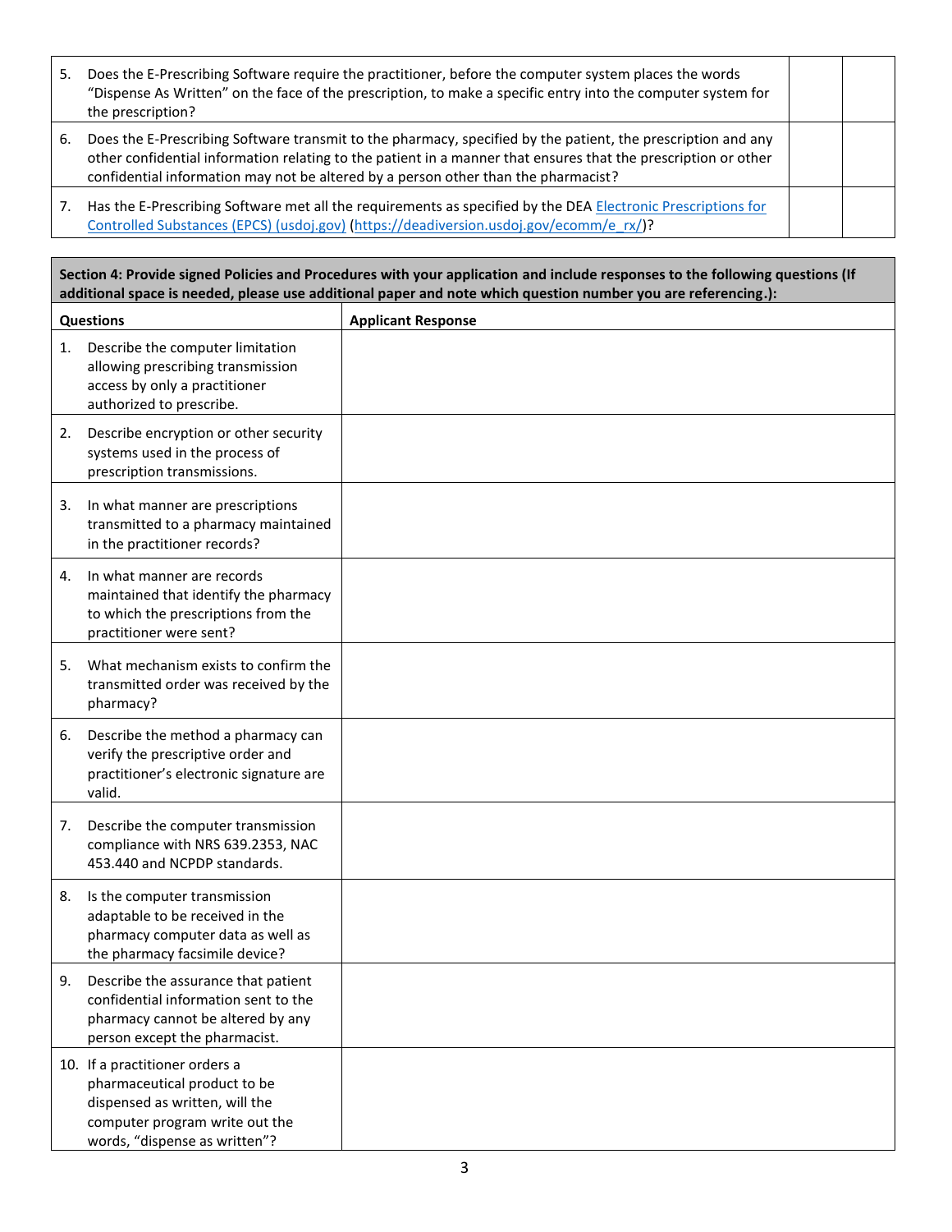| | | |
|---|---|---|
| 5. Does the E-Prescribing Software require the practitioner, before the computer system places the words "Dispense As Written" on the face of the prescription, to make a specific entry into the computer system for the prescription? | | |
| 6. Does the E-Prescribing Software transmit to the pharmacy, specified by the patient, the prescription and any other confidential information relating to the patient in a manner that ensures that the prescription or other confidential information may not be altered by a person other than the pharmacist? | | |
| 7. Has the E-Prescribing Software met all the requirements as specified by the DEA [Electronic Prescriptions for Controlled Substances (EPCS) (usdoj.gov)](https://deadiversion.usdoj.gov/ecomm/e_rx/) (https://deadiversion.usdoj.gov/ecomm/e_rx/)? | | |

| **Section 4: Provide signed Policies and Procedures with your application and include responses to the following questions (If additional space is needed, please use additional paper and note which question number you are referencing.):** | |
|---|---|
| **Questions** | **Applicant Response** |
| 1. Describe the computer limitation allowing prescribing transmission access by only a practitioner authorized to prescribe. | |
| 2. Describe encryption or other security systems used in the process of prescription transmissions. | |
| 3. In what manner are prescriptions transmitted to a pharmacy maintained in the practitioner records? | |
| 4. In what manner are records maintained that identify the pharmacy to which the prescriptions from the practitioner were sent? | |
| 5. What mechanism exists to confirm the transmitted order was received by the pharmacy? | |
| 6. Describe the method a pharmacy can verify the prescriptive order and practitioner's electronic signature are valid. | |
| 7. Describe the computer transmission compliance with NRS 639.2353, NAC 453.440 and NCPDP standards. | |
| 8. Is the computer transmission adaptable to be received in the pharmacy computer data as well as the pharmacy facsimile device? | |
| 9. Describe the assurance that patient confidential information sent to the pharmacy cannot be altered by any person except the pharmacist. | |
| 10. If a practitioner orders a pharmaceutical product to be dispensed as written, will the computer program write out the words, "dispense as written"? | |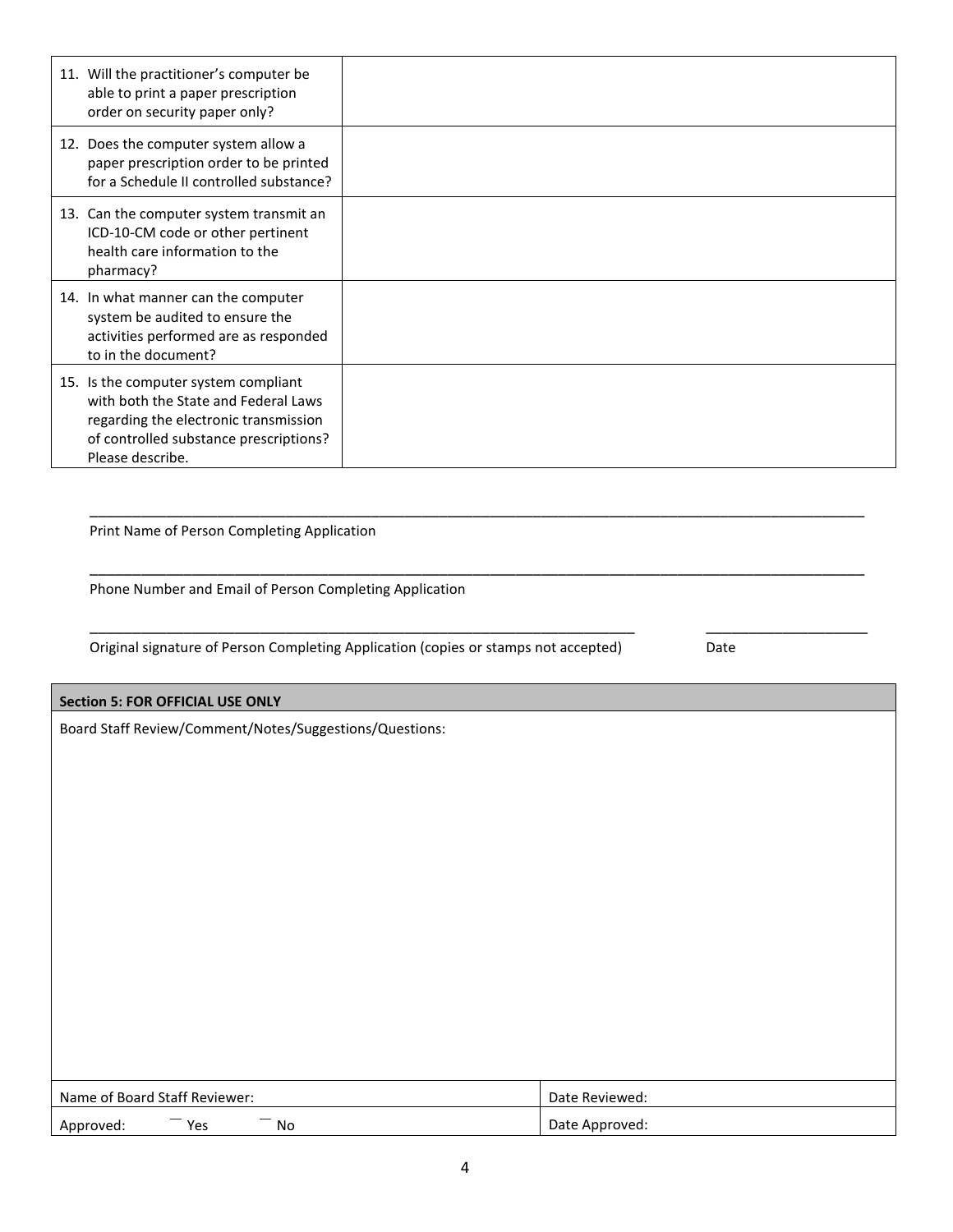| | |
|---|---|
| 11. Will the practitioner's computer be able to print a paper prescription order on security paper only? | |
| 12. Does the computer system allow a paper prescription order to be printed for a Schedule II controlled substance? | |
| 13. Can the computer system transmit an ICD-10-CM code or other pertinent health care information to the pharmacy? | |
| 14. In what manner can the computer system be audited to ensure the activities performed are as responded to in the document? | |
| 15. Is the computer system compliant with both the State and Federal Laws regarding the electronic transmission of controlled substance prescriptions? Please describe. | |

\_\_\_\_\_\_\_\_\_\_\_\_\_\_\_\_\_\_\_\_\_\_\_\_\_\_\_\_\_\_\_\_\_\_\_\_\_\_\_\_\_\_\_\_\_\_\_\_\_\_\_\_\_\_\_\_\_\_\_\_\_\_\_\_\_\_\_\_\_\_

Print Name of Person Completing Application

\_\_\_\_\_\_\_\_\_\_\_\_\_\_\_\_\_\_\_\_\_\_\_\_\_\_\_\_\_\_\_\_\_\_\_\_\_\_\_\_\_\_\_\_\_\_\_\_\_\_\_\_\_\_\_\_\_\_\_\_\_\_\_\_\_\_\_\_\_\_

Phone Number and Email of Person Completing Application

\_\_\_\_\_\_\_\_\_\_\_\_\_\_\_\_\_\_\_\_\_\_\_\_\_\_\_\_\_\_\_\_\_\_\_\_\_\_\_\_\_\_\_\_\_\_\_\_\_\_\_\_ \_\_\_\_\_\_\_\_\_\_\_\_\_\_\_\_

Original signature of Person Completing Application (copies or stamps not accepted) Date

| **Section 5: FOR OFFICIAL USE ONLY** | |
|---|---|
| Board Staff Review/Comment/Notes/Suggestions/Questions: | |
| Name of Board Staff Reviewer: | Date Reviewed: |
| Approved: ☐ Yes ☐ No | Date Approved: |